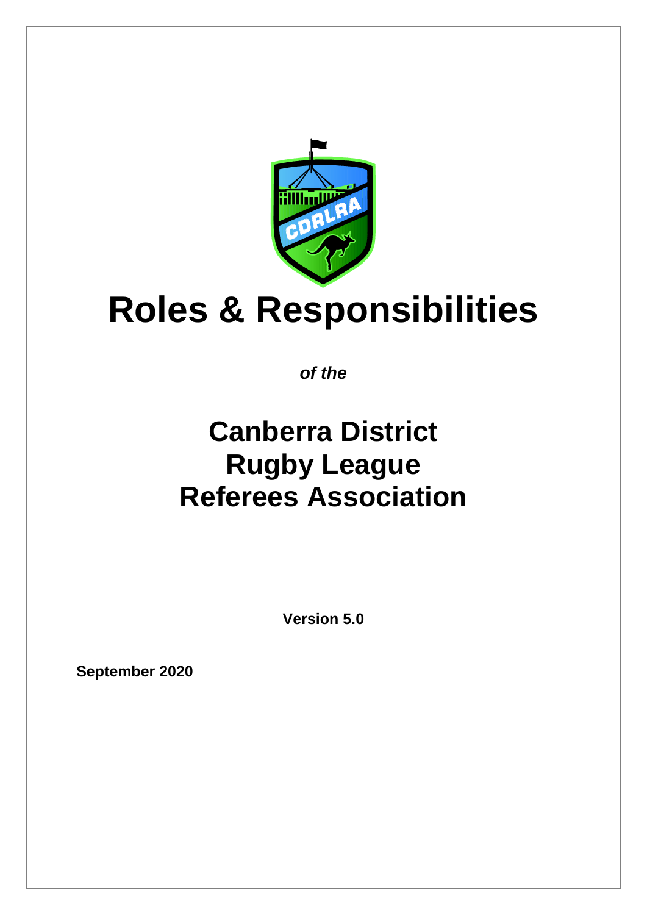# Roles & Responsibilities

***of the***

## Canberra District Rugby League Referees Association

**Version 5.0**

**September 2020**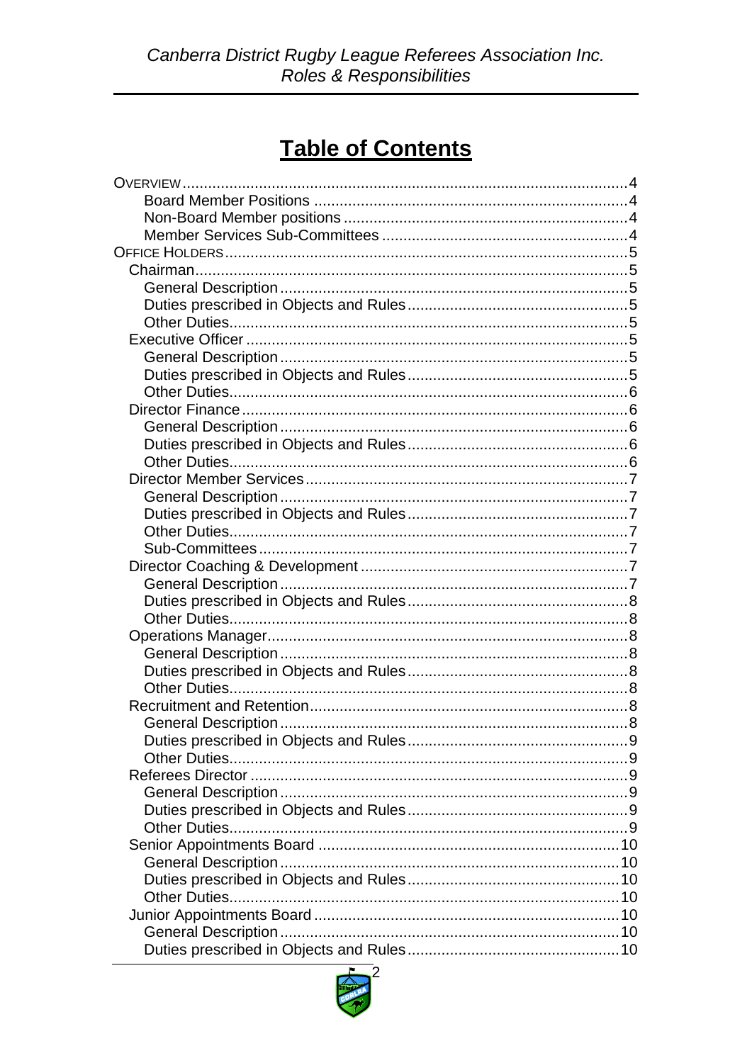# Table of Contents

OVERVIEW ........ 4
- Board Member Positions ........ 4
- Non-Board Member positions ........ 4
- Member Services Sub-Committees ........ 4

OFFICE HOLDERS ........ 5
- Chairman ........ 5
  - General Description ........ 5
  - Duties prescribed in Objects and Rules ........ 5
  - Other Duties ........ 5
- Executive Officer ........ 5
  - General Description ........ 5
  - Duties prescribed in Objects and Rules ........ 5
  - Other Duties ........ 6
- Director Finance ........ 6
  - General Description ........ 6
  - Duties prescribed in Objects and Rules ........ 6
  - Other Duties ........ 6
- Director Member Services ........ 7
  - General Description ........ 7
  - Duties prescribed in Objects and Rules ........ 7
  - Other Duties ........ 7
  - Sub-Committees ........ 7
- Director Coaching & Development ........ 7
  - General Description ........ 7
  - Duties prescribed in Objects and Rules ........ 8
  - Other Duties ........ 8
- Operations Manager ........ 8
  - General Description ........ 8
  - Duties prescribed in Objects and Rules ........ 8
  - Other Duties ........ 8
- Recruitment and Retention ........ 8
  - General Description ........ 8
  - Duties prescribed in Objects and Rules ........ 9
  - Other Duties ........ 9
- Referees Director ........ 9
  - General Description ........ 9
  - Duties prescribed in Objects and Rules ........ 9
  - Other Duties ........ 9
- Senior Appointments Board ........ 10
  - General Description ........ 10
  - Duties prescribed in Objects and Rules ........ 10
  - Other Duties ........ 10
- Junior Appointments Board ........ 10
  - General Description ........ 10
  - Duties prescribed in Objects and Rules ........ 10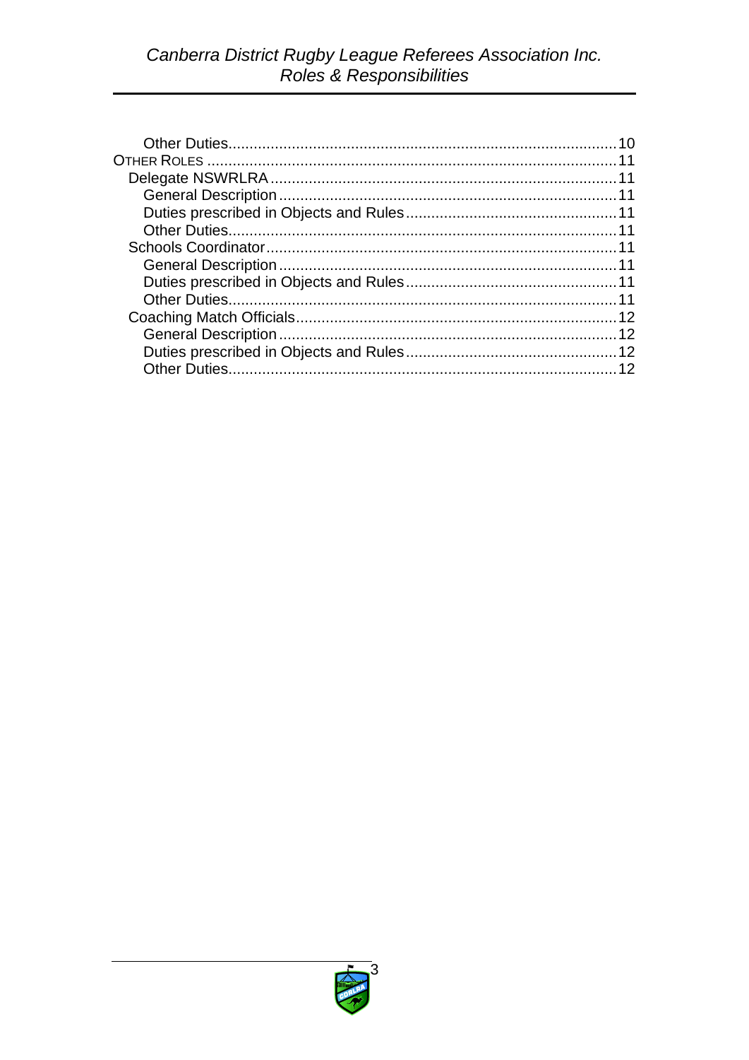Other Duties ... 10

OTHER ROLES ... 11

- Delegate NSWRLRA ... 11
  - General Description ... 11
  - Duties prescribed in Objects and Rules ... 11
  - Other Duties ... 11
- Schools Coordinator ... 11
  - General Description ... 11
  - Duties prescribed in Objects and Rules ... 11
  - Other Duties ... 11
- Coaching Match Officials ... 12
  - General Description ... 12
  - Duties prescribed in Objects and Rules ... 12
  - Other Duties ... 12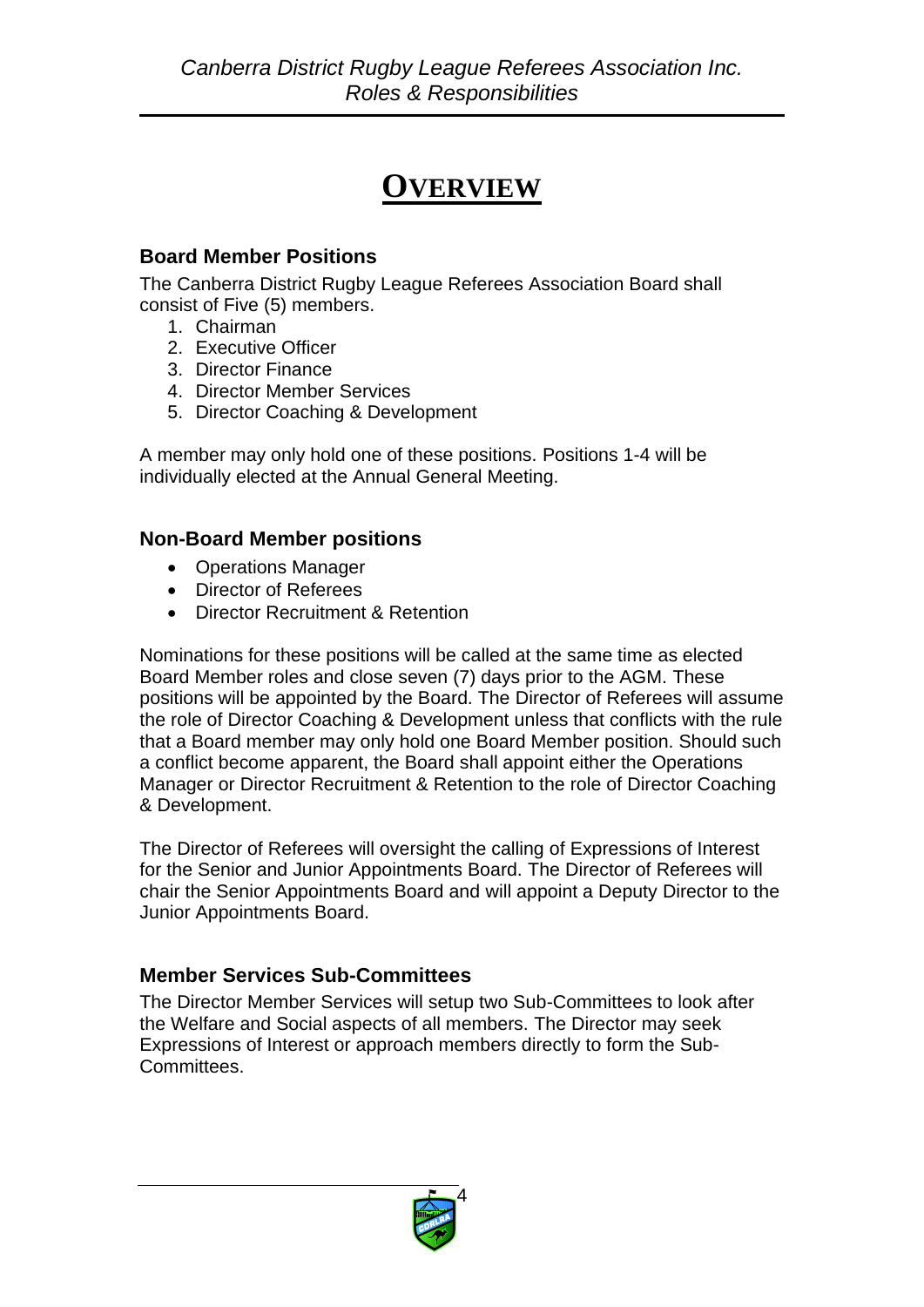# OVERVIEW

## Board Member Positions

The Canberra District Rugby League Referees Association Board shall consist of Five (5) members.

1. Chairman
2. Executive Officer
3. Director Finance
4. Director Member Services
5. Director Coaching & Development

A member may only hold one of these positions. Positions 1-4 will be individually elected at the Annual General Meeting.

## Non-Board Member positions

- Operations Manager
- Director of Referees
- Director Recruitment & Retention

Nominations for these positions will be called at the same time as elected Board Member roles and close seven (7) days prior to the AGM. These positions will be appointed by the Board. The Director of Referees will assume the role of Director Coaching & Development unless that conflicts with the rule that a Board member may only hold one Board Member position. Should such a conflict become apparent, the Board shall appoint either the Operations Manager or Director Recruitment & Retention to the role of Director Coaching & Development.

The Director of Referees will oversight the calling of Expressions of Interest for the Senior and Junior Appointments Board. The Director of Referees will chair the Senior Appointments Board and will appoint a Deputy Director to the Junior Appointments Board.

## Member Services Sub-Committees

The Director Member Services will setup two Sub-Committees to look after the Welfare and Social aspects of all members. The Director may seek Expressions of Interest or approach members directly to form the Sub-Committees.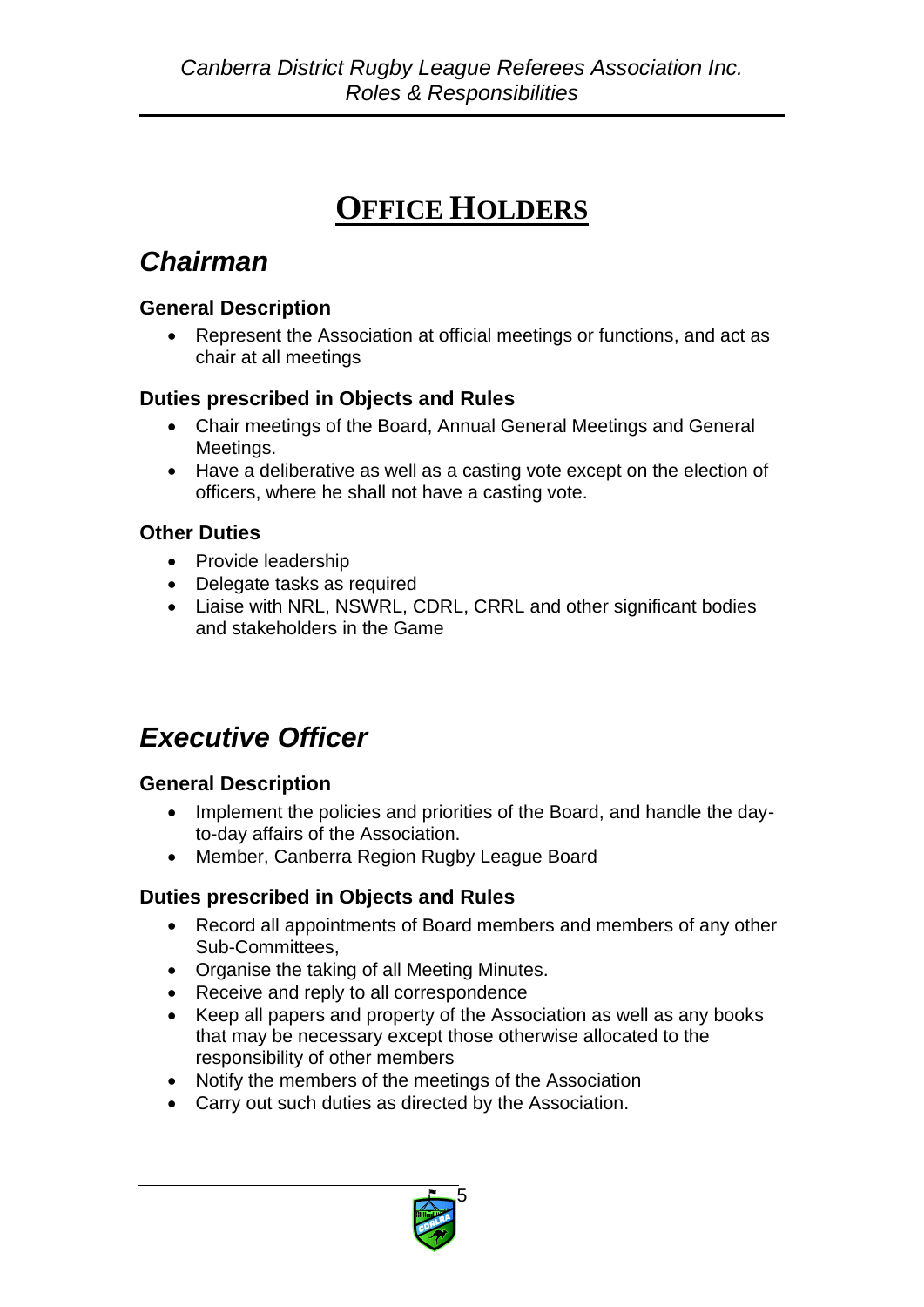# OFFICE HOLDERS

## *Chairman*

### General Description

- Represent the Association at official meetings or functions, and act as chair at all meetings

### Duties prescribed in Objects and Rules

- Chair meetings of the Board, Annual General Meetings and General Meetings.
- Have a deliberative as well as a casting vote except on the election of officers, where he shall not have a casting vote.

### Other Duties

- Provide leadership
- Delegate tasks as required
- Liaise with NRL, NSWRL, CDRL, CRRL and other significant bodies and stakeholders in the Game

## *Executive Officer*

### General Description

- Implement the policies and priorities of the Board, and handle the day-to-day affairs of the Association.
- Member, Canberra Region Rugby League Board

### Duties prescribed in Objects and Rules

- Record all appointments of Board members and members of any other Sub-Committees,
- Organise the taking of all Meeting Minutes.
- Receive and reply to all correspondence
- Keep all papers and property of the Association as well as any books that may be necessary except those otherwise allocated to the responsibility of other members
- Notify the members of the meetings of the Association
- Carry out such duties as directed by the Association.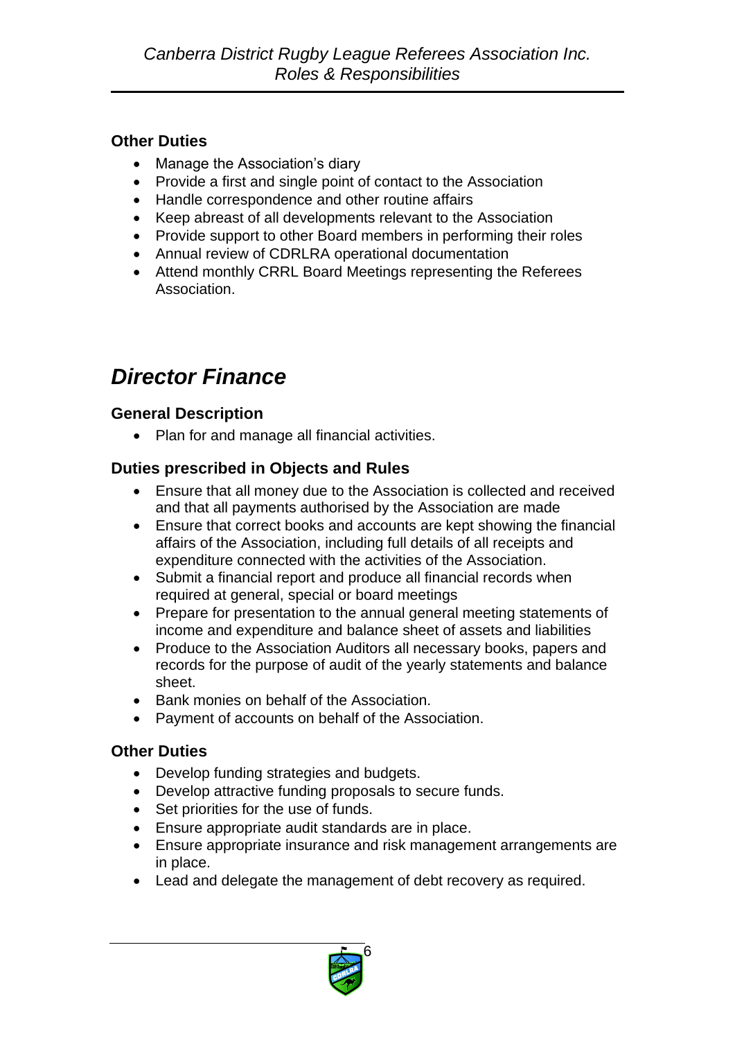### Other Duties

- Manage the Association's diary
- Provide a first and single point of contact to the Association
- Handle correspondence and other routine affairs
- Keep abreast of all developments relevant to the Association
- Provide support to other Board members in performing their roles
- Annual review of CDRLRA operational documentation
- Attend monthly CRRL Board Meetings representing the Referees Association.

## *Director Finance*

### General Description

- Plan for and manage all financial activities.

### Duties prescribed in Objects and Rules

- Ensure that all money due to the Association is collected and received and that all payments authorised by the Association are made
- Ensure that correct books and accounts are kept showing the financial affairs of the Association, including full details of all receipts and expenditure connected with the activities of the Association.
- Submit a financial report and produce all financial records when required at general, special or board meetings
- Prepare for presentation to the annual general meeting statements of income and expenditure and balance sheet of assets and liabilities
- Produce to the Association Auditors all necessary books, papers and records for the purpose of audit of the yearly statements and balance sheet.
- Bank monies on behalf of the Association.
- Payment of accounts on behalf of the Association.

### Other Duties

- Develop funding strategies and budgets.
- Develop attractive funding proposals to secure funds.
- Set priorities for the use of funds.
- Ensure appropriate audit standards are in place.
- Ensure appropriate insurance and risk management arrangements are in place.
- Lead and delegate the management of debt recovery as required.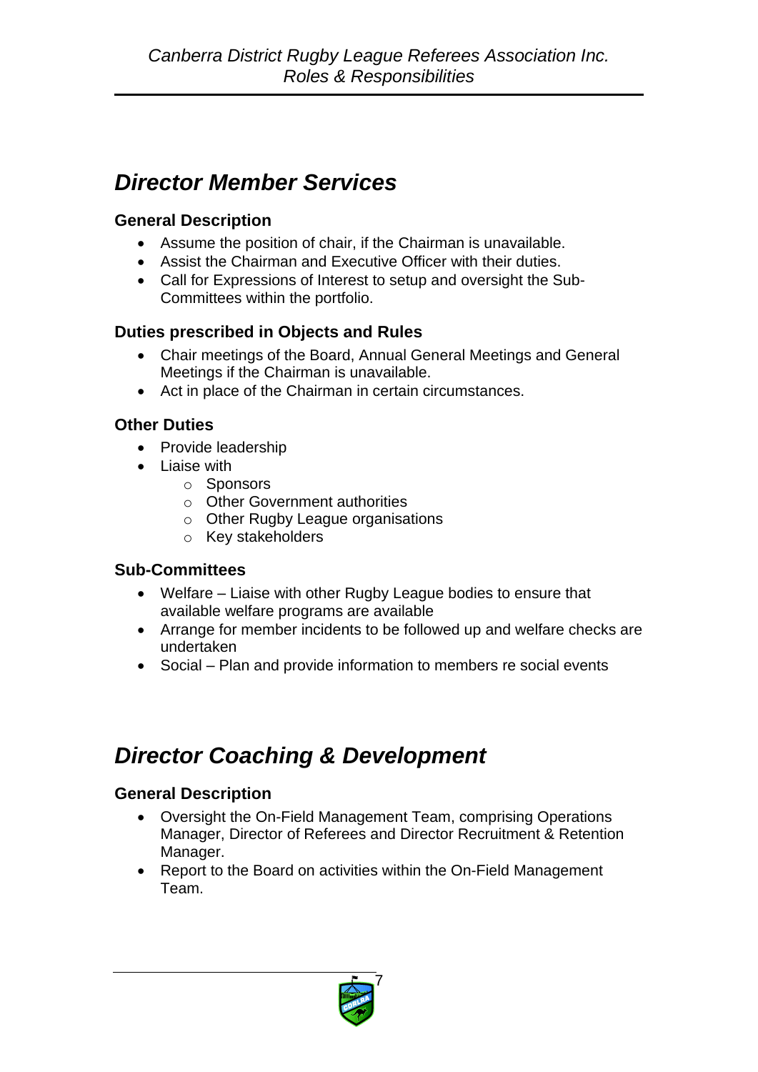# *Director Member Services*

### General Description

- Assume the position of chair, if the Chairman is unavailable.
- Assist the Chairman and Executive Officer with their duties.
- Call for Expressions of Interest to setup and oversight the Sub-Committees within the portfolio.

### Duties prescribed in Objects and Rules

- Chair meetings of the Board, Annual General Meetings and General Meetings if the Chairman is unavailable.
- Act in place of the Chairman in certain circumstances.

### Other Duties

- Provide leadership
- Liaise with
  - Sponsors
  - Other Government authorities
  - Other Rugby League organisations
  - Key stakeholders

### Sub-Committees

- Welfare – Liaise with other Rugby League bodies to ensure that available welfare programs are available
- Arrange for member incidents to be followed up and welfare checks are undertaken
- Social – Plan and provide information to members re social events

# *Director Coaching & Development*

### General Description

- Oversight the On-Field Management Team, comprising Operations Manager, Director of Referees and Director Recruitment & Retention Manager.
- Report to the Board on activities within the On-Field Management Team.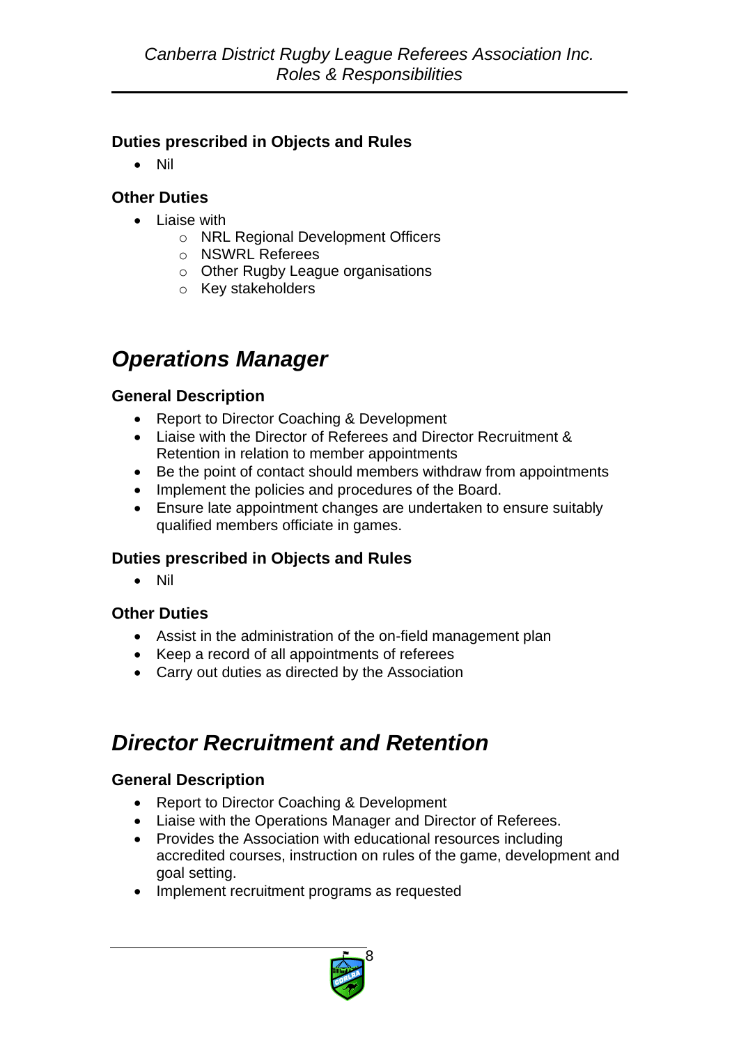### Duties prescribed in Objects and Rules

- Nil

### Other Duties

- Liaise with
  - NRL Regional Development Officers
  - NSWRL Referees
  - Other Rugby League organisations
  - Key stakeholders

## *Operations Manager*

### General Description

- Report to Director Coaching & Development
- Liaise with the Director of Referees and Director Recruitment & Retention in relation to member appointments
- Be the point of contact should members withdraw from appointments
- Implement the policies and procedures of the Board.
- Ensure late appointment changes are undertaken to ensure suitably qualified members officiate in games.

### Duties prescribed in Objects and Rules

- Nil

### Other Duties

- Assist in the administration of the on-field management plan
- Keep a record of all appointments of referees
- Carry out duties as directed by the Association

## *Director Recruitment and Retention*

### General Description

- Report to Director Coaching & Development
- Liaise with the Operations Manager and Director of Referees.
- Provides the Association with educational resources including accredited courses, instruction on rules of the game, development and goal setting.
- Implement recruitment programs as requested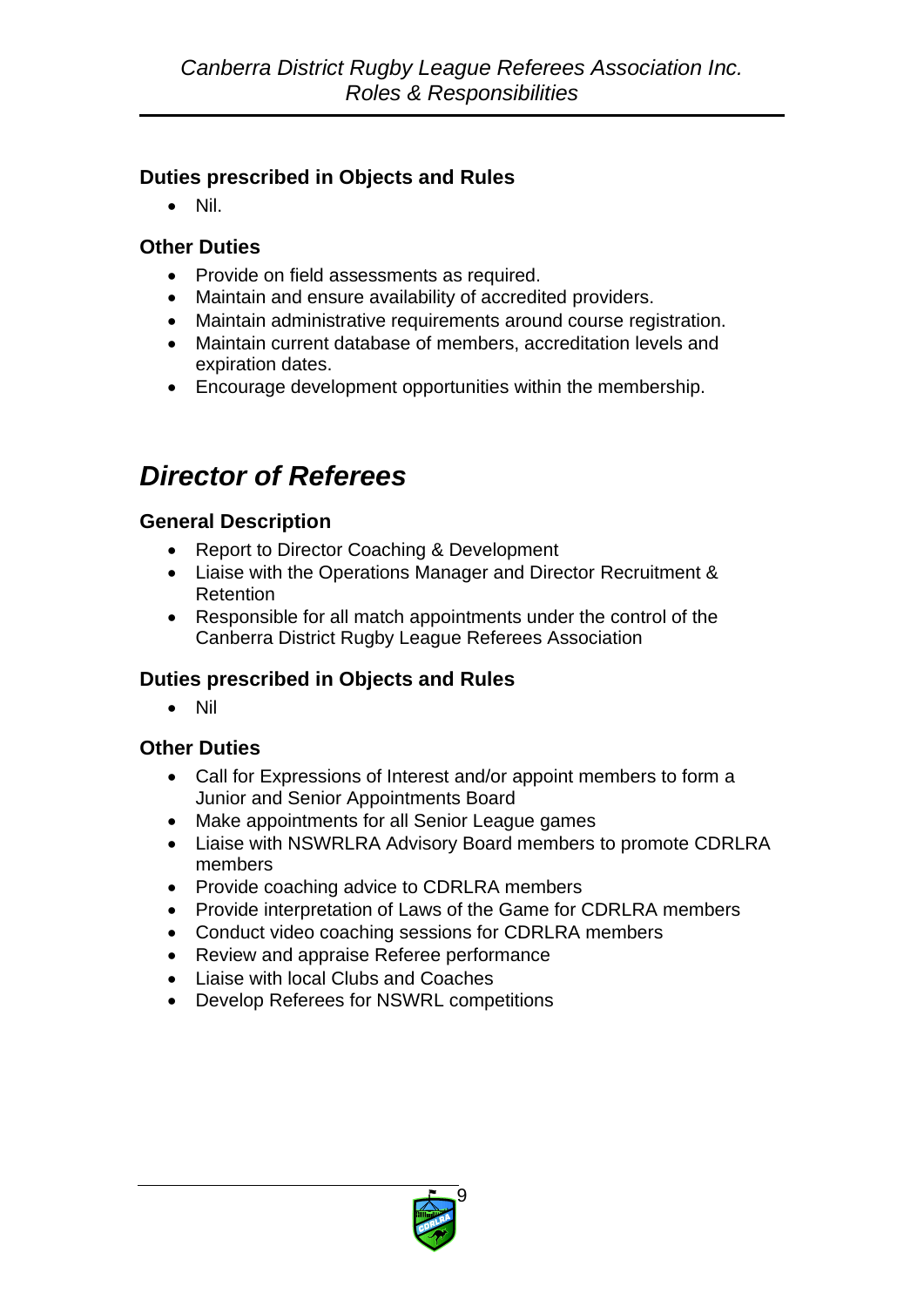### Duties prescribed in Objects and Rules

- Nil.

### Other Duties

- Provide on field assessments as required.
- Maintain and ensure availability of accredited providers.
- Maintain administrative requirements around course registration.
- Maintain current database of members, accreditation levels and expiration dates.
- Encourage development opportunities within the membership.

## *Director of Referees*

### General Description

- Report to Director Coaching & Development
- Liaise with the Operations Manager and Director Recruitment & Retention
- Responsible for all match appointments under the control of the Canberra District Rugby League Referees Association

### Duties prescribed in Objects and Rules

- Nil

### Other Duties

- Call for Expressions of Interest and/or appoint members to form a Junior and Senior Appointments Board
- Make appointments for all Senior League games
- Liaise with NSWRLRA Advisory Board members to promote CDRLRA members
- Provide coaching advice to CDRLRA members
- Provide interpretation of Laws of the Game for CDRLRA members
- Conduct video coaching sessions for CDRLRA members
- Review and appraise Referee performance
- Liaise with local Clubs and Coaches
- Develop Referees for NSWRL competitions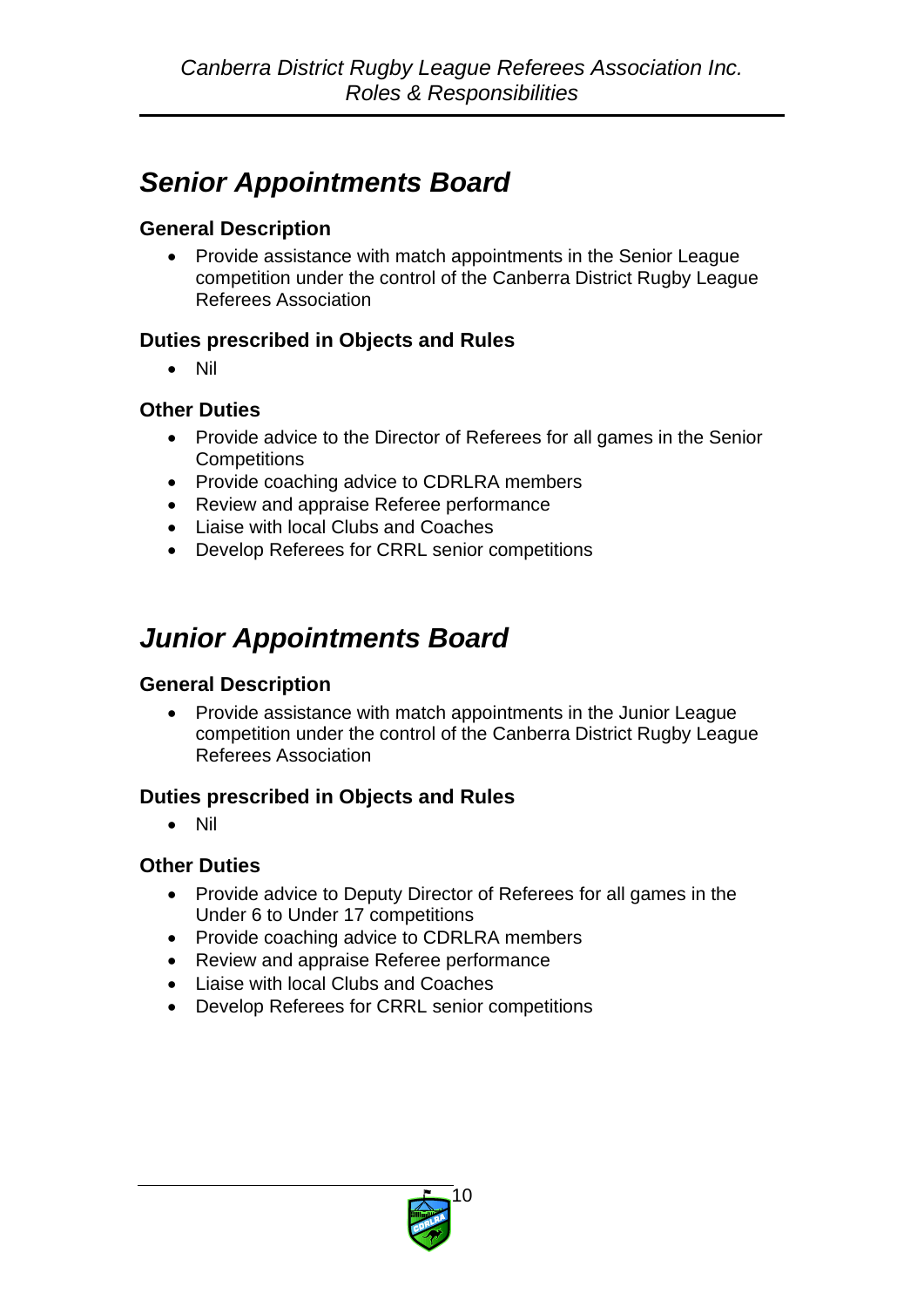## *Senior Appointments Board*

### General Description

- Provide assistance with match appointments in the Senior League competition under the control of the Canberra District Rugby League Referees Association

### Duties prescribed in Objects and Rules

- Nil

### Other Duties

- Provide advice to the Director of Referees for all games in the Senior Competitions
- Provide coaching advice to CDRLRA members
- Review and appraise Referee performance
- Liaise with local Clubs and Coaches
- Develop Referees for CRRL senior competitions

## *Junior Appointments Board*

### General Description

- Provide assistance with match appointments in the Junior League competition under the control of the Canberra District Rugby League Referees Association

### Duties prescribed in Objects and Rules

- Nil

### Other Duties

- Provide advice to Deputy Director of Referees for all games in the Under 6 to Under 17 competitions
- Provide coaching advice to CDRLRA members
- Review and appraise Referee performance
- Liaise with local Clubs and Coaches
- Develop Referees for CRRL senior competitions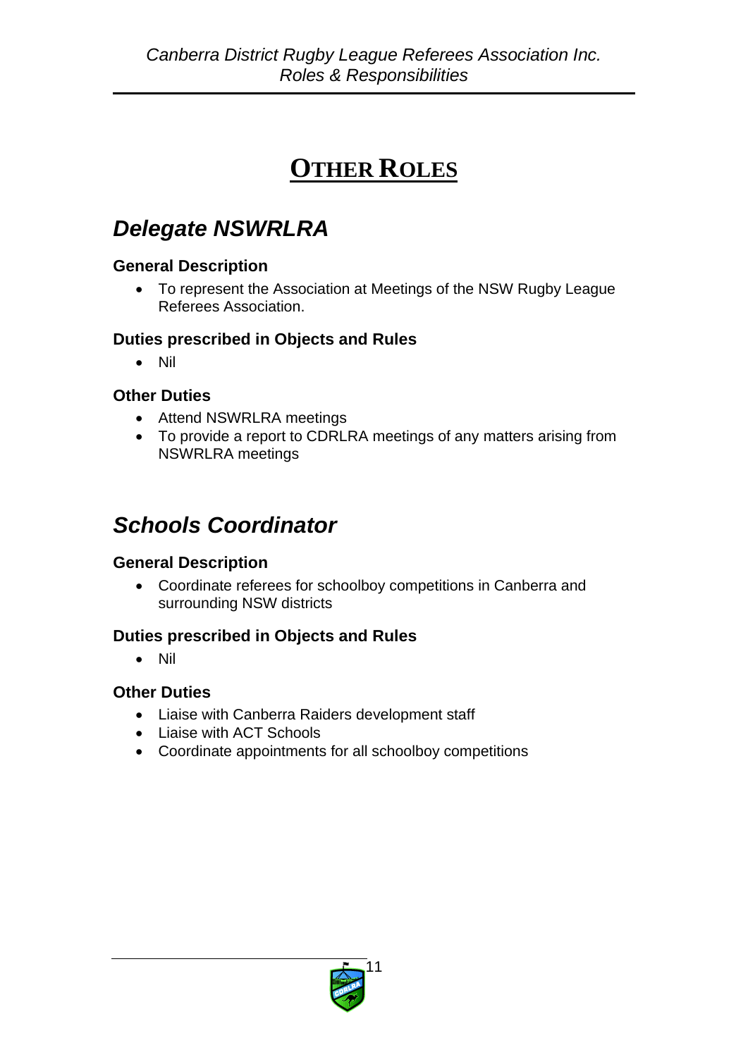# OTHER ROLES

## *Delegate NSWRLRA*

### General Description

- To represent the Association at Meetings of the NSW Rugby League Referees Association.

### Duties prescribed in Objects and Rules

- Nil

### Other Duties

- Attend NSWRLRA meetings
- To provide a report to CDRLRA meetings of any matters arising from NSWRLRA meetings

## *Schools Coordinator*

### General Description

- Coordinate referees for schoolboy competitions in Canberra and surrounding NSW districts

### Duties prescribed in Objects and Rules

- Nil

### Other Duties

- Liaise with Canberra Raiders development staff
- Liaise with ACT Schools
- Coordinate appointments for all schoolboy competitions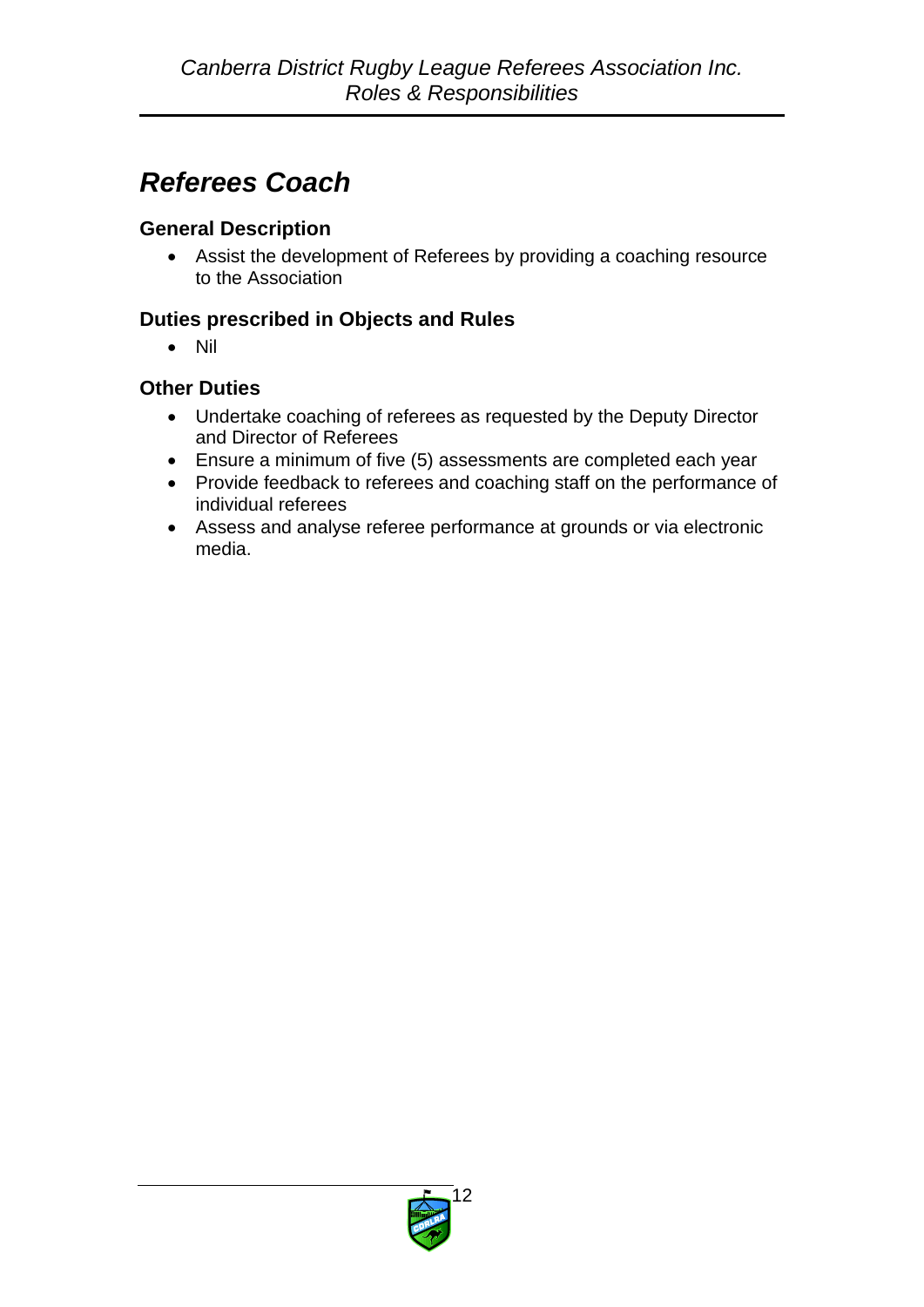# Referees Coach

### General Description

- Assist the development of Referees by providing a coaching resource to the Association

### Duties prescribed in Objects and Rules

- Nil

### Other Duties

- Undertake coaching of referees as requested by the Deputy Director and Director of Referees
- Ensure a minimum of five (5) assessments are completed each year
- Provide feedback to referees and coaching staff on the performance of individual referees
- Assess and analyse referee performance at grounds or via electronic media.